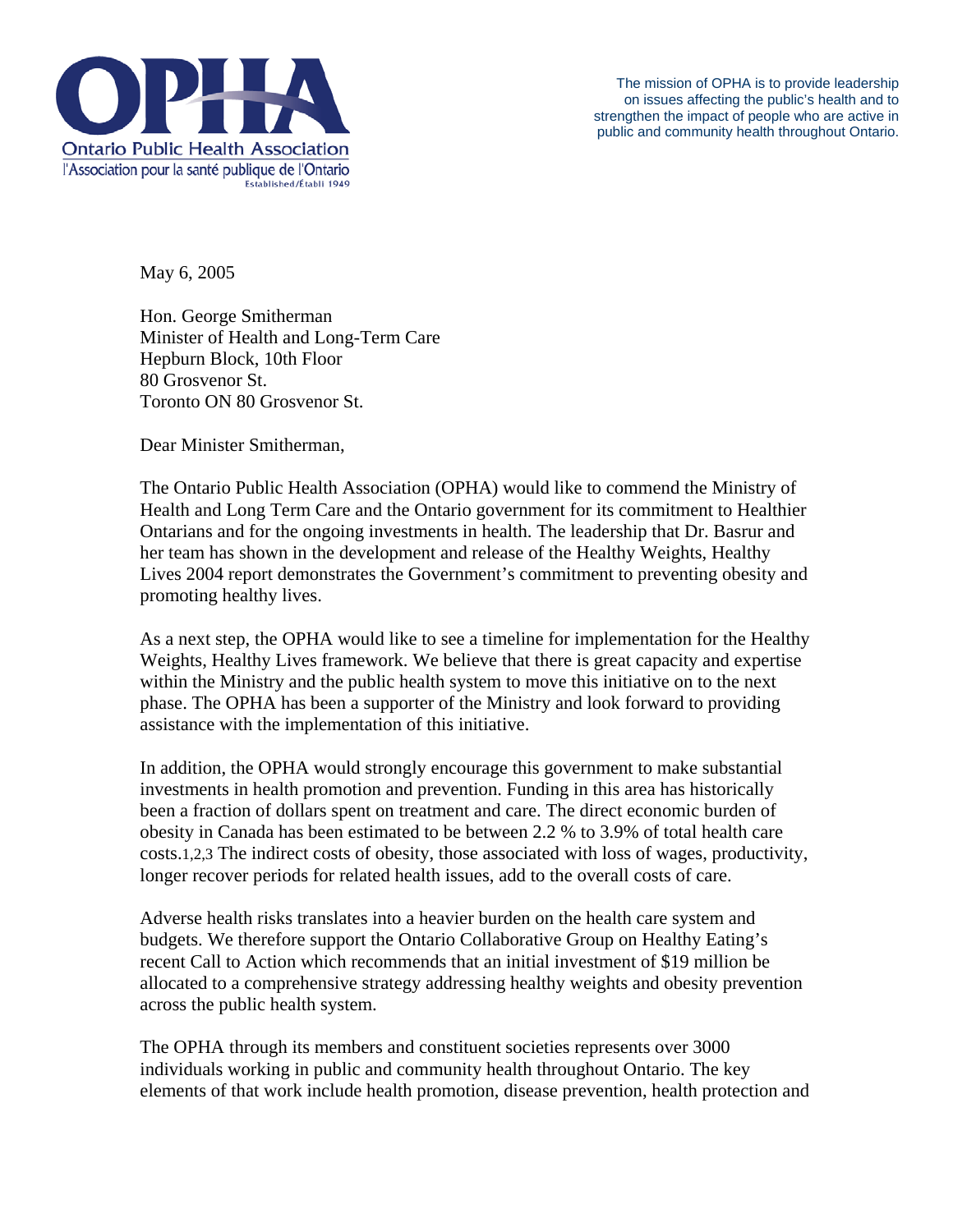**Ontario Public Health Association**
l'Association pour la santé publique de l'Ontario
Established/Établi 1949

The mission of OPHA is to provide leadership on issues affecting the public's health and to strengthen the impact of people who are active in public and community health throughout Ontario.

May 6, 2005

Hon. George Smitherman
Minister of Health and Long-Term Care
Hepburn Block, 10th Floor
80 Grosvenor St.
Toronto ON 80 Grosvenor St.

Dear Minister Smitherman,

The Ontario Public Health Association (OPHA) would like to commend the Ministry of Health and Long Term Care and the Ontario government for its commitment to Healthier Ontarians and for the ongoing investments in health. The leadership that Dr. Basrur and her team has shown in the development and release of the Healthy Weights, Healthy Lives 2004 report demonstrates the Government's commitment to preventing obesity and promoting healthy lives.

As a next step, the OPHA would like to see a timeline for implementation for the Healthy Weights, Healthy Lives framework. We believe that there is great capacity and expertise within the Ministry and the public health system to move this initiative on to the next phase. The OPHA has been a supporter of the Ministry and look forward to providing assistance with the implementation of this initiative.

In addition, the OPHA would strongly encourage this government to make substantial investments in health promotion and prevention. Funding in this area has historically been a fraction of dollars spent on treatment and care. The direct economic burden of obesity in Canada has been estimated to be between 2.2 % to 3.9% of total health care costs.[1,2,3] The indirect costs of obesity, those associated with loss of wages, productivity, longer recover periods for related health issues, add to the overall costs of care.

Adverse health risks translates into a heavier burden on the health care system and budgets. We therefore support the Ontario Collaborative Group on Healthy Eating's recent Call to Action which recommends that an initial investment of $19 million be allocated to a comprehensive strategy addressing healthy weights and obesity prevention across the public health system.

The OPHA through its members and constituent societies represents over 3000 individuals working in public and community health throughout Ontario. The key elements of that work include health promotion, disease prevention, health protection and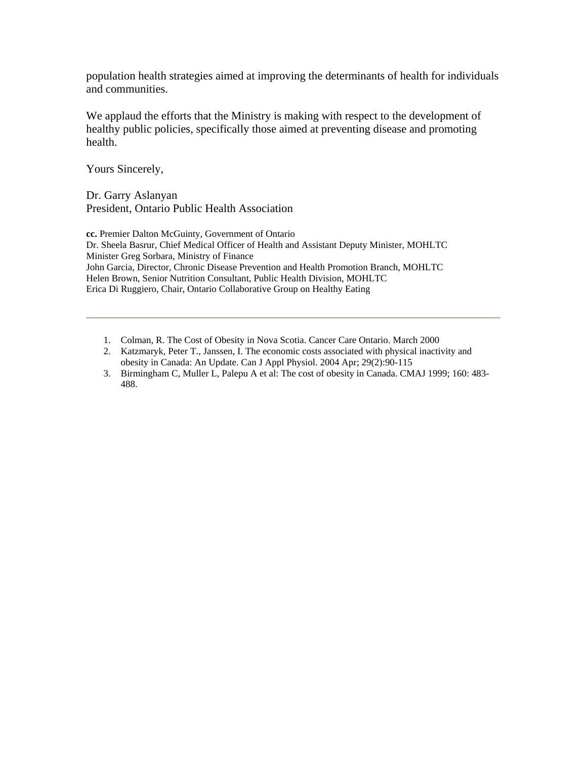population health strategies aimed at improving the determinants of health for individuals and communities.

We applaud the efforts that the Ministry is making with respect to the development of healthy public policies, specifically those aimed at preventing disease and promoting health.

Yours Sincerely,

Dr. Garry Aslanyan
President, Ontario Public Health Association

**cc.** Premier Dalton McGuinty, Government of Ontario
Dr. Sheela Basrur, Chief Medical Officer of Health and Assistant Deputy Minister, MOHLTC
Minister Greg Sorbara, Ministry of Finance
John Garcia, Director, Chronic Disease Prevention and Health Promotion Branch, MOHLTC
Helen Brown, Senior Nutrition Consultant, Public Health Division, MOHLTC
Erica Di Ruggiero, Chair, Ontario Collaborative Group on Healthy Eating

---

1. Colman, R. The Cost of Obesity in Nova Scotia. Cancer Care Ontario. March 2000
2. Katzmaryk, Peter T., Janssen, I. The economic costs associated with physical inactivity and obesity in Canada: An Update. Can J Appl Physiol. 2004 Apr; 29(2):90-115
3. Birmingham C, Muller L, Palepu A et al: The cost of obesity in Canada. CMAJ 1999; 160: 483-488.